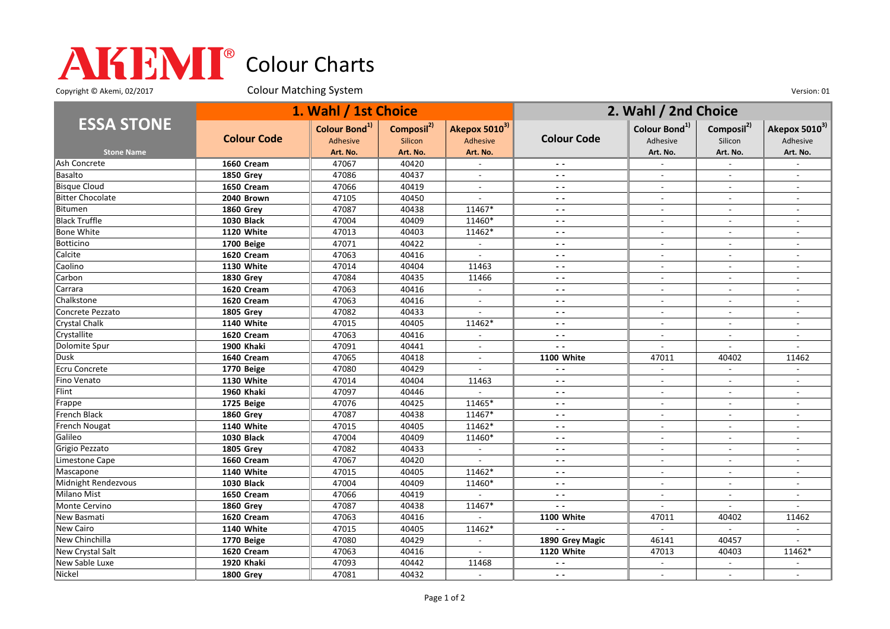# AKEMI® Colour Charts

Copyright © Akemi, 02/2017

Colour Matching System

Version: 01

| ESSA STONE | 1. Wahl / 1st Choice | | | | 2. Wahl / 2nd Choice | | | |
|---|---|---|---|---|---|---|---|---|
| | Colour Code | Colour Bond[1] Adhesive | Composil[2] Silicon | Akepox 5010[3] Adhesive | Colour Code | Colour Bond[1] Adhesive | Composil[2] Silicon | Akepox 5010[3] Adhesive |
| Stone Name | | Art. No. | Art. No. | Art. No. | | Art. No. | Art. No. | Art. No. |
| Ash Concrete | **1660 Cream** | 47067 | 40420 | - | - - | - | - | - |
| Basalto | **1850 Grey** | 47086 | 40437 | - | - - | - | - | - |
| Bisque Cloud | **1650 Cream** | 47066 | 40419 | - | - - | - | - | - |
| Bitter Chocolate | **2040 Brown** | 47105 | 40450 | - | - - | - | - | - |
| Bitumen | **1860 Grey** | 47087 | 40438 | 11467* | - - | - | - | - |
| Black Truffle | **1030 Black** | 47004 | 40409 | 11460* | - - | - | - | - |
| Bone White | **1120 White** | 47013 | 40403 | 11462* | - - | - | - | - |
| Botticino | **1700 Beige** | 47071 | 40422 | - | - - | - | - | - |
| Calcite | **1620 Cream** | 47063 | 40416 | - | - - | - | - | - |
| Caolino | **1130 White** | 47014 | 40404 | 11463 | - - | - | - | - |
| Carbon | **1830 Grey** | 47084 | 40435 | 11466 | - - | - | - | - |
| Carrara | **1620 Cream** | 47063 | 40416 | - | - - | - | - | - |
| Chalkstone | **1620 Cream** | 47063 | 40416 | - | - - | - | - | - |
| Concrete Pezzato | **1805 Grey** | 47082 | 40433 | - | - - | - | - | - |
| Crystal Chalk | **1140 White** | 47015 | 40405 | 11462* | - - | - | - | - |
| Crystallite | **1620 Cream** | 47063 | 40416 | - | - - | - | - | - |
| Dolomite Spur | **1900 Khaki** | 47091 | 40441 | - | - - | - | - | - |
| Dusk | **1640 Cream** | 47065 | 40418 | - | **1100 White** | 47011 | 40402 | 11462 |
| Ecru Concrete | **1770 Beige** | 47080 | 40429 | - | - - | - | - | - |
| Fino Venato | **1130 White** | 47014 | 40404 | 11463 | - - | - | - | - |
| Flint | **1960 Khaki** | 47097 | 40446 | - | - - | - | - | - |
| Frappe | **1725 Beige** | 47076 | 40425 | 11465* | - - | - | - | - |
| French Black | **1860 Grey** | 47087 | 40438 | 11467* | - - | - | - | - |
| French Nougat | **1140 White** | 47015 | 40405 | 11462* | - - | - | - | - |
| Galileo | **1030 Black** | 47004 | 40409 | 11460* | - - | - | - | - |
| Grigio Pezzato | **1805 Grey** | 47082 | 40433 | - | - - | - | - | - |
| Limestone Cape | **1660 Cream** | 47067 | 40420 | - | - - | - | - | - |
| Mascapone | **1140 White** | 47015 | 40405 | 11462* | - - | - | - | - |
| Midnight Rendezvous | **1030 Black** | 47004 | 40409 | 11460* | - - | - | - | - |
| Milano Mist | **1650 Cream** | 47066 | 40419 | - | - - | - | - | - |
| Monte Cervino | **1860 Grey** | 47087 | 40438 | 11467* | - - | - | - | - |
| New Basmati | **1620 Cream** | 47063 | 40416 | - | **1100 White** | 47011 | 40402 | 11462 |
| New Cairo | **1140 White** | 47015 | 40405 | 11462* | - - | - | - | - |
| New Chinchilla | **1770 Beige** | 47080 | 40429 | - | **1890 Grey Magic** | 46141 | 40457 | - |
| New Crystal Salt | **1620 Cream** | 47063 | 40416 | - | **1120 White** | 47013 | 40403 | 11462* |
| New Sable Luxe | **1920 Khaki** | 47093 | 40442 | 11468 | - - | - | - | - |
| Nickel | **1800 Grey** | 47081 | 40432 | - | - - | - | - | - |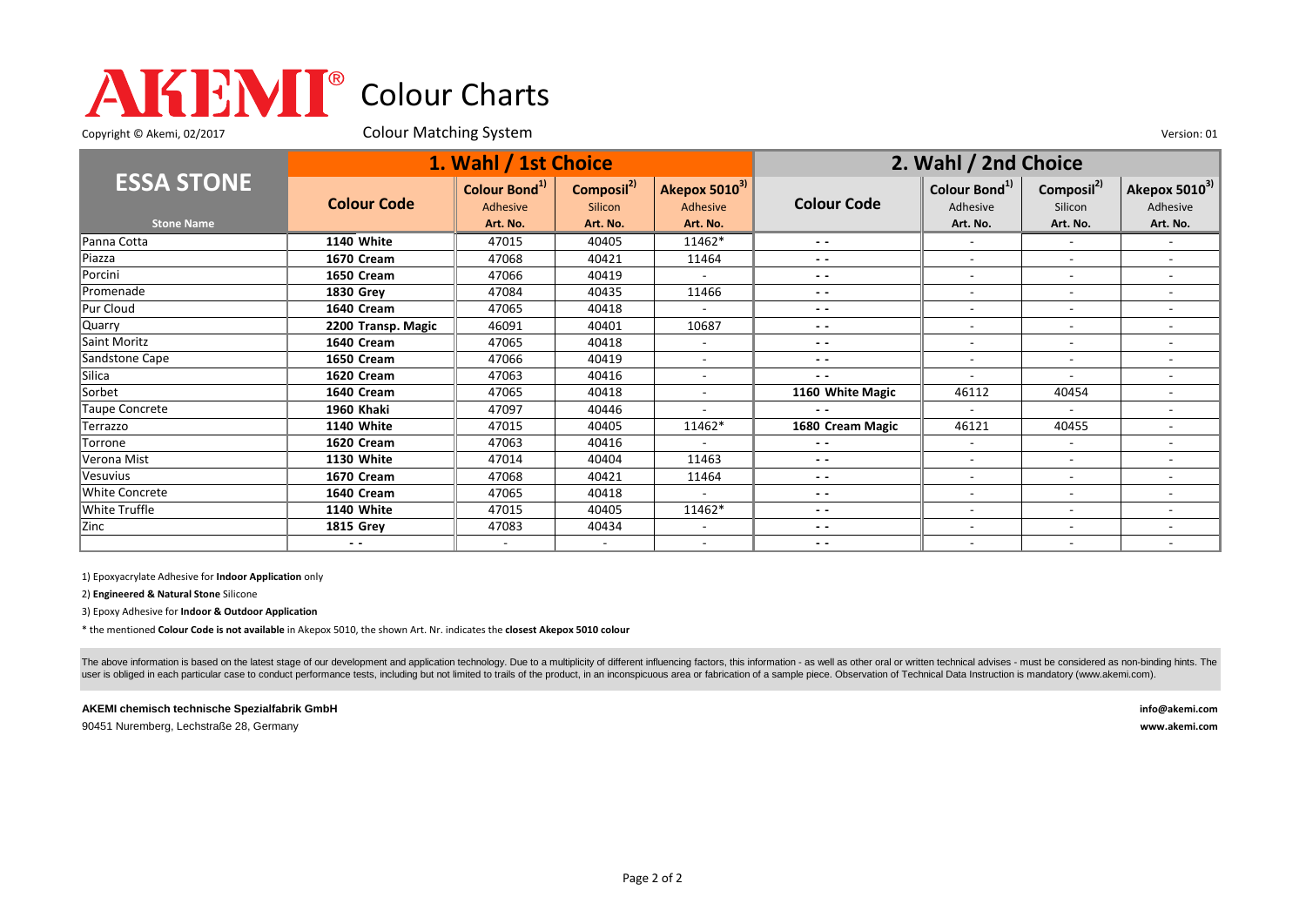# AKEMI® Colour Charts

Copyright © Akemi, 02/2017 — Colour Matching System — Version: 01

| ESSA STONE | 1. Wahl / 1st Choice | | | | 2. Wahl / 2nd Choice | | | |
|---|---|---|---|---|---|---|---|---|
| Stone Name | Colour Code | Colour Bond[1] Adhesive Art. No. | Composil[2] Silicon Art. No. | Akepox 5010[3] Adhesive Art. No. | Colour Code | Colour Bond[1] Adhesive Art. No. | Composil[2] Silicon Art. No. | Akepox 5010[3] Adhesive Art. No. |
| Panna Cotta | **1140 White** | 47015 | 40405 | 11462* | - - | - | - | - |
| Piazza | **1670 Cream** | 47068 | 40421 | 11464 | - - | - | - | - |
| Porcini | **1650 Cream** | 47066 | 40419 | - | - - | - | - | - |
| Promenade | **1830 Grey** | 47084 | 40435 | 11466 | - - | - | - | - |
| Pur Cloud | **1640 Cream** | 47065 | 40418 | - | - - | - | - | - |
| Quarry | **2200 Transp. Magic** | 46091 | 40401 | 10687 | - - | - | - | - |
| Saint Moritz | **1640 Cream** | 47065 | 40418 | - | - - | - | - | - |
| Sandstone Cape | **1650 Cream** | 47066 | 40419 | - | - - | - | - | - |
| Silica | **1620 Cream** | 47063 | 40416 | - | - - | - | - | - |
| Sorbet | **1640 Cream** | 47065 | 40418 | - | **1160 White Magic** | 46112 | 40454 | - |
| Taupe Concrete | **1960 Khaki** | 47097 | 40446 | - | - - | - | - | - |
| Terrazzo | **1140 White** | 47015 | 40405 | 11462* | **1680 Cream Magic** | 46121 | 40455 | - |
| Torrone | **1620 Cream** | 47063 | 40416 | - | - - | - | - | - |
| Verona Mist | **1130 White** | 47014 | 40404 | 11463 | - - | - | - | - |
| Vesuvius | **1670 Cream** | 47068 | 40421 | 11464 | - - | - | - | - |
| White Concrete | **1640 Cream** | 47065 | 40418 | - | - - | - | - | - |
| White Truffle | **1140 White** | 47015 | 40405 | 11462* | - - | - | - | - |
| Zinc | **1815 Grey** | 47083 | 40434 | - | - - | - | - | - |
| | - - | - | - | - | - - | - | - | - |

1) Epoxyacrylate Adhesive for **Indoor Application** only

2) **Engineered & Natural Stone** Silicone

3) Epoxy Adhesive for **Indoor & Outdoor Application**

\* the mentioned **Colour Code is not available** in Akepox 5010, the shown Art. Nr. indicates the **closest Akepox 5010 colour**

The above information is based on the latest stage of our development and application technology. Due to a multiplicity of different influencing factors, this information - as well as other oral or written technical advises - must be considered as non-binding hints. The user is obliged in each particular case to conduct performance tests, including but not limited to trails of the product, in an inconspicuous area or fabrication of a sample piece. Observation of Technical Data Instruction is mandatory (www.akemi.com).

**AKEMI chemisch technische Spezialfabrik GmbH**

90451 Nuremberg, Lechstraße 28, Germany

**info@akemi.com**

**www.akemi.com**